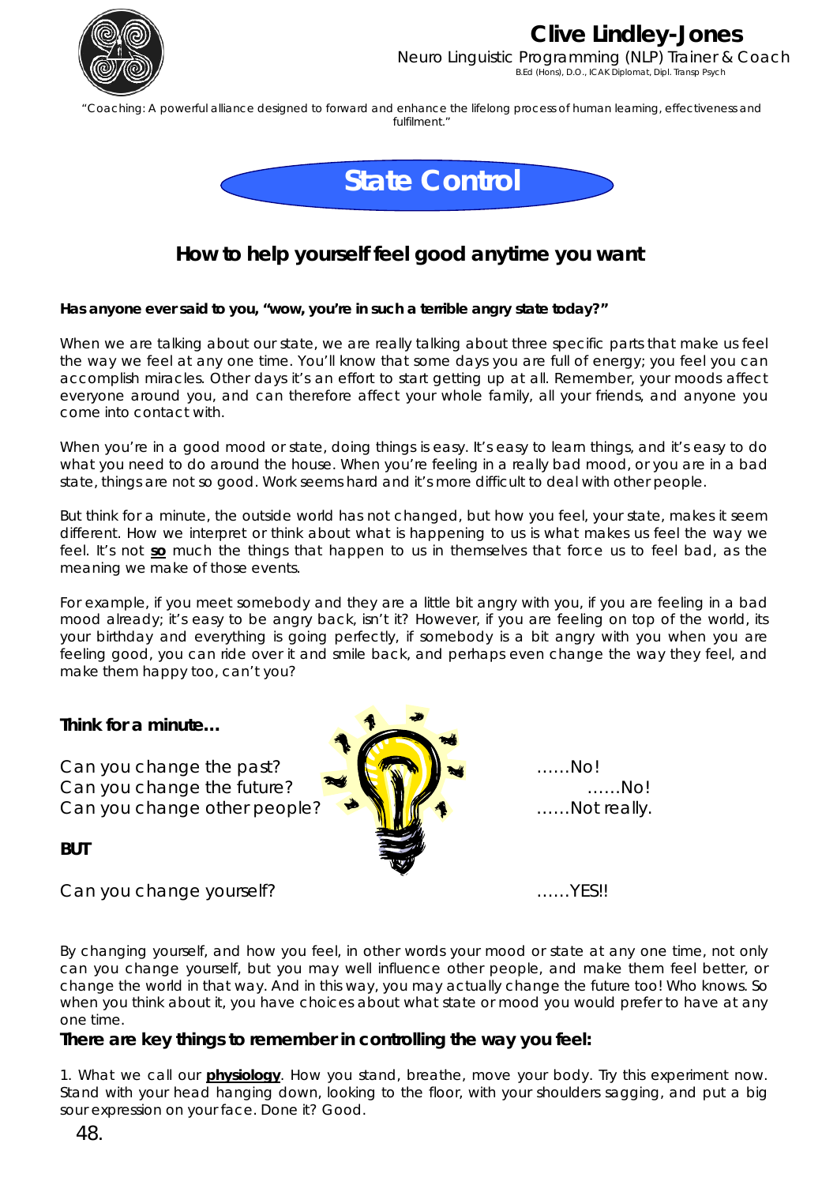# Clive Lindley-Jones

Neuro Linguistic Programming (NLP) Trainer & Coach
B.Ed (Hons), D.O., ICAK Diplomat, Dipl. Transp Psych

"Coaching: A powerful alliance designed to forward and enhance the lifelong process of human learning, effectiveness and fulfilment."

# State Control

## How to help yourself feel good anytime you want

**Has anyone ever said to you, "wow, you're in such a terrible angry state today?"**

When we are talking about our state, we are really talking about three specific parts that make us feel the way we feel at any one time. You'll know that some days you are full of energy; you feel you can accomplish miracles. Other days it's an effort to start getting up at all. Remember, your moods affect everyone around you, and can therefore affect your whole family, all your friends, and anyone you come into contact with.

When you're in a good mood or state, doing things is easy. It's easy to learn things, and it's easy to do what you need to do around the house. When you're feeling in a really bad mood, or you are in a bad state, things are not so good. Work seems hard and it's more difficult to deal with other people.

But think for a minute, the outside world has not changed, but how you feel, your state, makes it seem different. How we interpret or think about what is happening to us is what makes us feel the way we feel. It's not **so** much the things that happen to us in themselves that force us to feel bad, as the meaning we make of those events.

For example, if you meet somebody and they are a little bit angry with you, if you are feeling in a bad mood already; it's easy to be angry back, isn't it? However, if you are feeling on top of the world, its your birthday and everything is going perfectly, if somebody is a bit angry with you when you are feeling good, you can ride over it and smile back, and perhaps even change the way they feel, and make them happy too, can't you?

**Think for a minute…**

Can you change the past? ……No!
Can you change the future? ……No!
Can you change other people? ……Not really.

**BUT**

Can you change yourself? ……YES!!

By changing yourself, and how you feel, in other words your mood or state at any one time, not only can you change yourself, but you may well influence other people, and make them feel better, or change the world in that way. And in this way, you may actually change the future too! Who knows. So when you think about it, you have choices about what state or mood you would prefer to have at any one time.

**There are key things to remember in controlling the way you feel:**

1. What we call our **physiology**. How you stand, breathe, move your body. Try this experiment now. Stand with your head hanging down, looking to the floor, with your shoulders sagging, and put a big sour expression on your face. Done it? Good.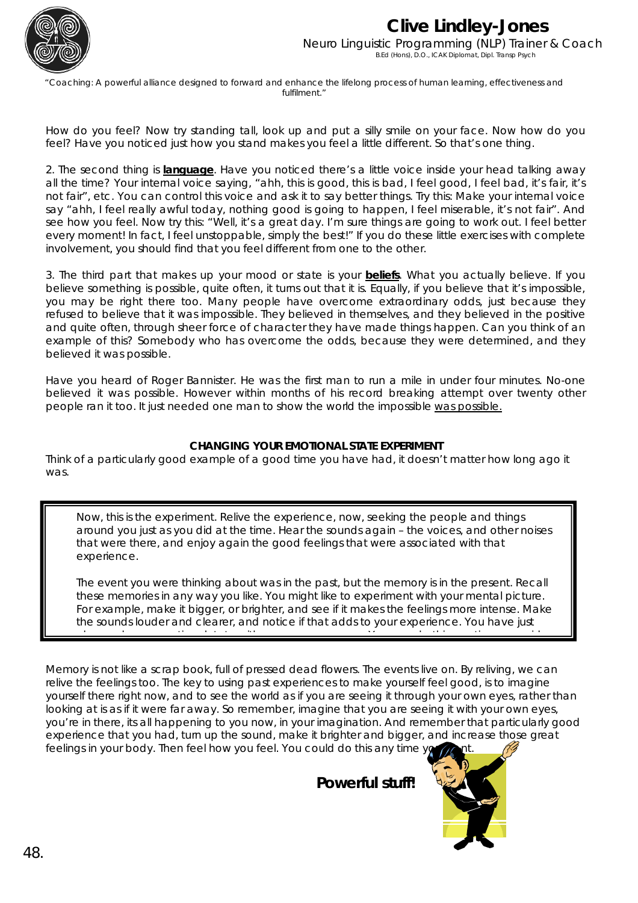"Coaching: A powerful alliance designed to forward and enhance the lifelong process of human learning, effectiveness and fulfilment."

How do you feel? Now try standing tall, look up and put a silly smile on your face. Now how do you feel? Have you noticed just how you stand makes you feel a little different. So that's one thing.

2. The second thing is **language**. Have you noticed there's a little voice inside your head talking away all the time? Your internal voice saying, "ahh, this is good, this is bad, I feel good, I feel bad, it's fair, it's not fair", etc. You can control this voice and ask it to say better things. Try this: Make your internal voice say "ahh, I feel really awful today, nothing good is going to happen, I feel miserable, it's not fair". And see how you feel. Now try this: "Well, it's a great day. I'm sure things are going to work out. I feel better every moment! In fact, I feel unstoppable, simply the best!" If you do these little exercises with complete involvement, you should find that you feel different from one to the other.

3. The third part that makes up your mood or state is your **beliefs**. What you actually believe. If you believe something is possible, quite often, it turns out that it is. Equally, if you believe that it's impossible, you may be right there too. Many people have overcome extraordinary odds, just because they refused to believe that it was impossible. They believed in themselves, and they believed in the positive and quite often, through sheer force of character they have made things happen. Can you think of an example of this? Somebody who has overcome the odds, because they were determined, and they believed it was possible.

Have you heard of Roger Bannister. He was the first man to run a mile in under four minutes. No-one believed it was possible. However within months of his record breaking attempt over twenty other people ran it too. It just needed one man to show the world the impossible was possible.

**CHANGING YOUR EMOTIONAL STATE EXPERIMENT**

Think of a particularly good example of a good time you have had, it doesn't matter how long ago it was.

> Now, this is the experiment. Relive the experience, now, seeking the people and things around you just as you did at the time. Hear the sounds again – the voices, and other noises that were there, and enjoy again the good feelings that were associated with that experience.
>
> The event you were thinking about was in the past, but the memory is in the present. Recall these memories in any way you like. You might like to experiment with your mental picture. For example, make it bigger, or brighter, and see if it makes the feelings more intense. Make the sounds louder and clearer, and notice if that adds to your experience. You have just

Memory is not like a scrap book, full of pressed dead flowers. The events live on. By reliving, we can relive the feelings too. The key to using past experiences to make yourself feel good, is to imagine yourself there right now, and to see the world as if you are seeing it through your own eyes, rather than looking at is as if it were far away. So remember, imagine that you are seeing it with your own eyes, you're in there, its all happening to you now, in your imagination. And remember that particularly good experience that you had, turn up the sound, make it brighter and bigger, and increase those great feelings in your body. Then feel how you feel. You could do this any time you want.

**Powerful stuff!**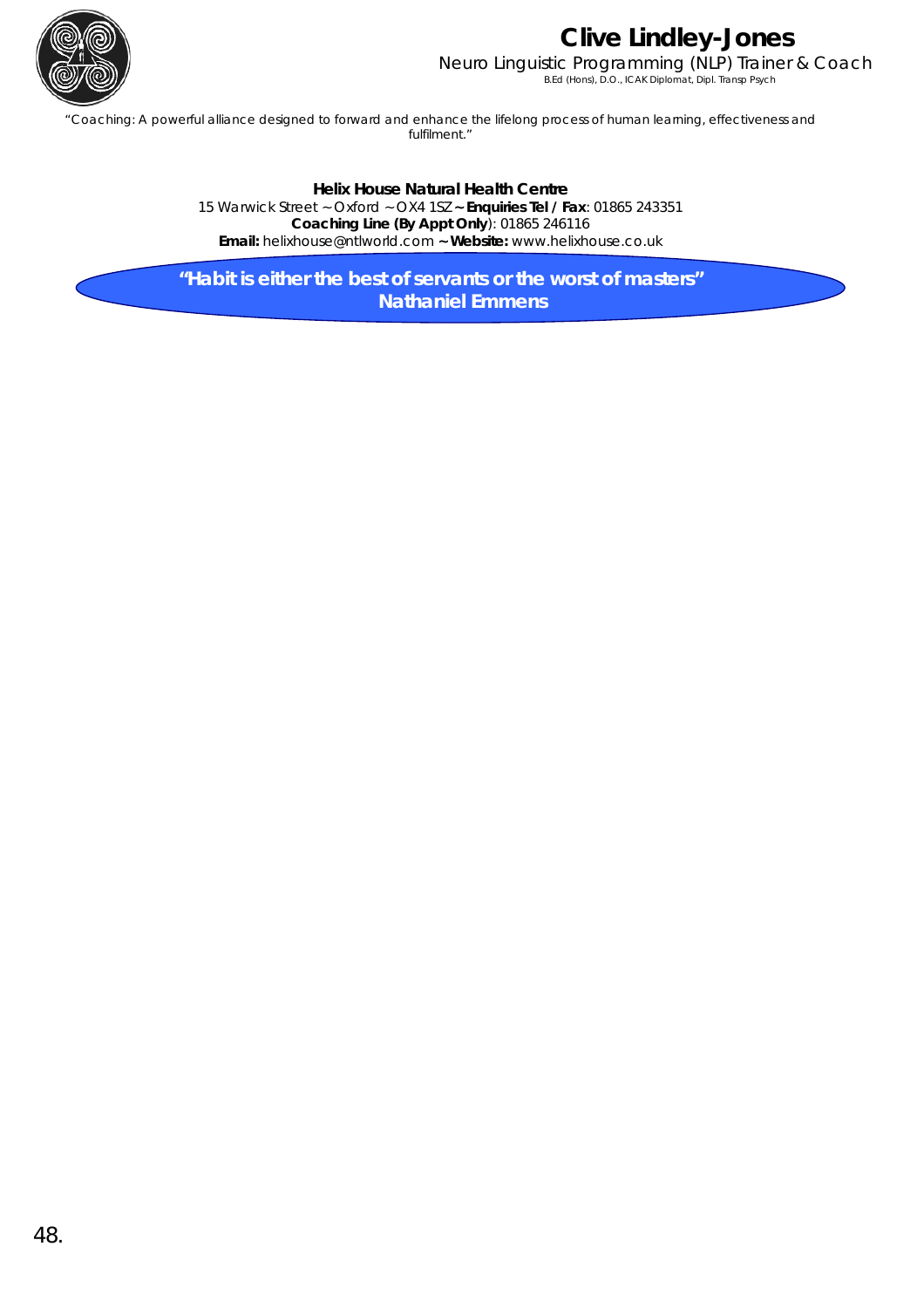# Clive Lindley-Jones

Neuro Linguistic Programming (NLP) Trainer & Coach

B.Ed (Hons), D.O., ICAK Diplomat, Dipl. Transp Psych

"Coaching: A powerful alliance designed to forward and enhance the lifelong process of human learning, effectiveness and fulfilment."

**Helix House Natural Health Centre**
15 Warwick Street ~ Oxford ~ OX4 1SZ ~ **Enquiries Tel / Fax**: 01865 243351
**Coaching Line (By Appt Only**): 01865 246116
**Email:** helixhouse@ntlworld.com ~ **Website:** www.helixhouse.co.uk

**"Habit is either the best of servants or the worst of masters"**
**Nathaniel Emmens**